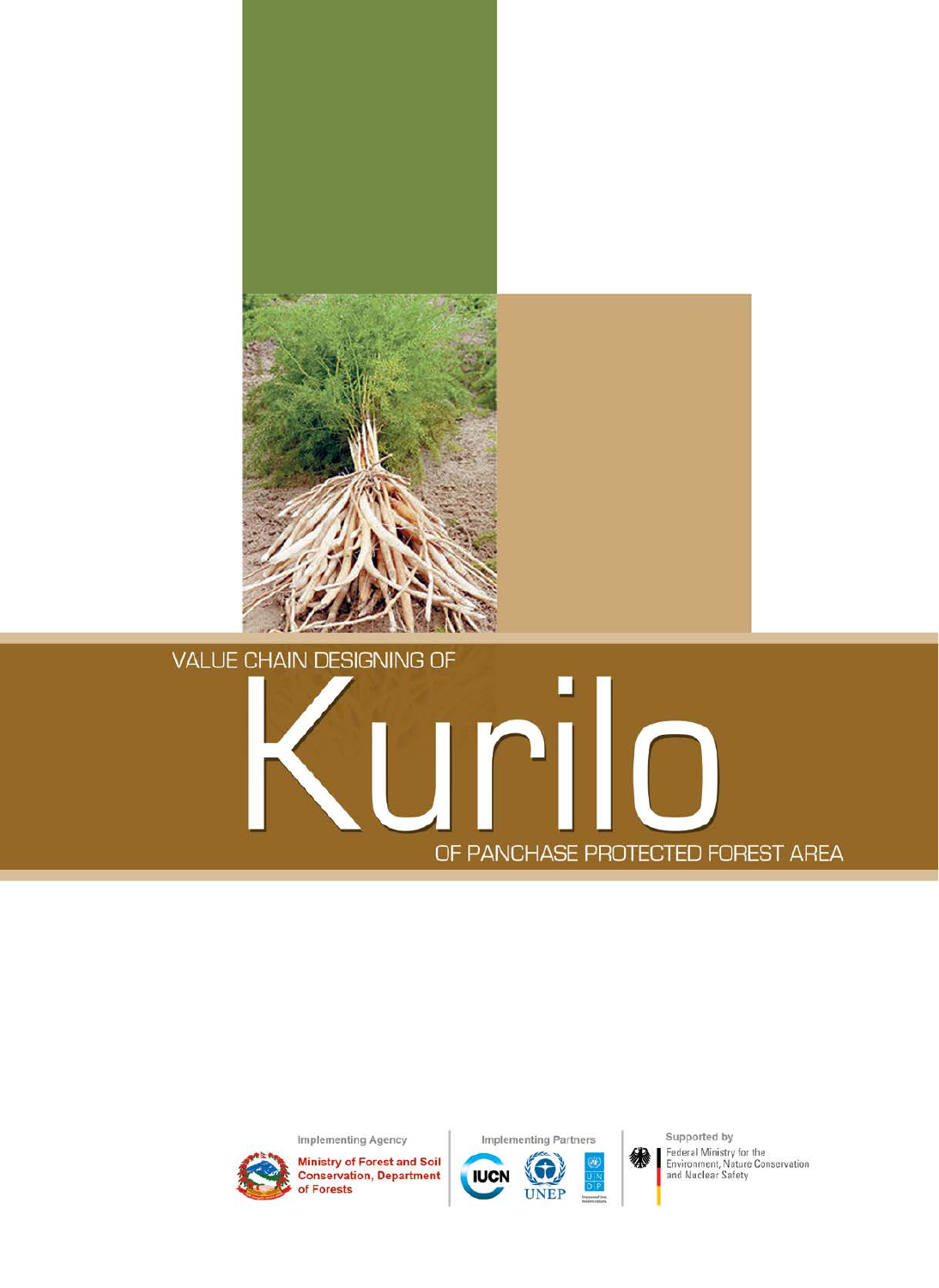VALUE CHAIN DESIGNING OF

# Kurilo

OF PANCHASE PROTECTED FOREST AREA

Implementing Agency

**Ministry of Forest and Soil Conservation, Department of Forests**

Implementing Partners

IUCN UNEP UNDP

Supported by

Federal Ministry for the Environment, Nature Conservation and Nuclear Safety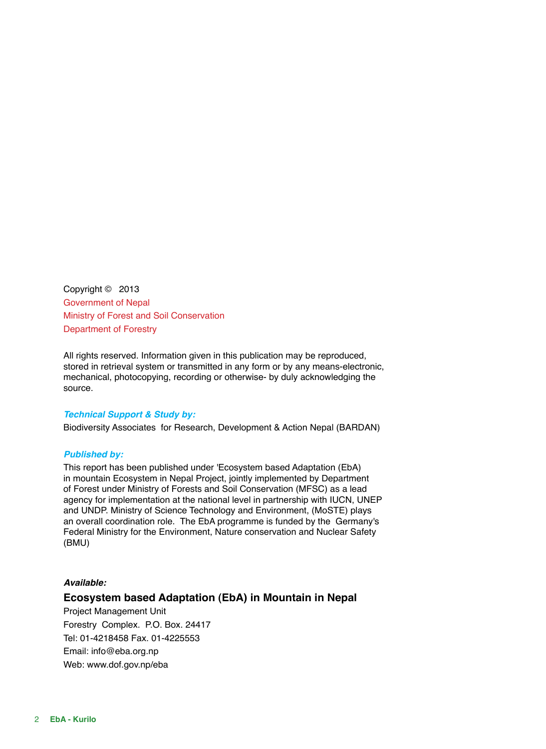Copyright © 2013
Government of Nepal
Ministry of Forest and Soil Conservation
Department of Forestry

All rights reserved. Information given in this publication may be reproduced, stored in retrieval system or transmitted in any form or by any means-electronic, mechanical, photocopying, recording or otherwise- by duly acknowledging the source.

***Technical Support & Study by:***

Biodiversity Associates for Research, Development & Action Nepal (BARDAN)

***Published by:***

This report has been published under 'Ecosystem based Adaptation (EbA) in mountain Ecosystem in Nepal Project, jointly implemented by Department of Forest under Ministry of Forests and Soil Conservation (MFSC) as a lead agency for implementation at the national level in partnership with IUCN, UNEP and UNDP. Ministry of Science Technology and Environment, (MoSTE) plays an overall coordination role. The EbA programme is funded by the Germany's Federal Ministry for the Environment, Nature conservation and Nuclear Safety (BMU)

***Available:***

**Ecosystem based Adaptation (EbA) in Mountain in Nepal**

Project Management Unit
Forestry Complex. P.O. Box. 24417
Tel: 01-4218458 Fax. 01-4225553
Email: info@eba.org.np
Web: www.dof.gov.np/eba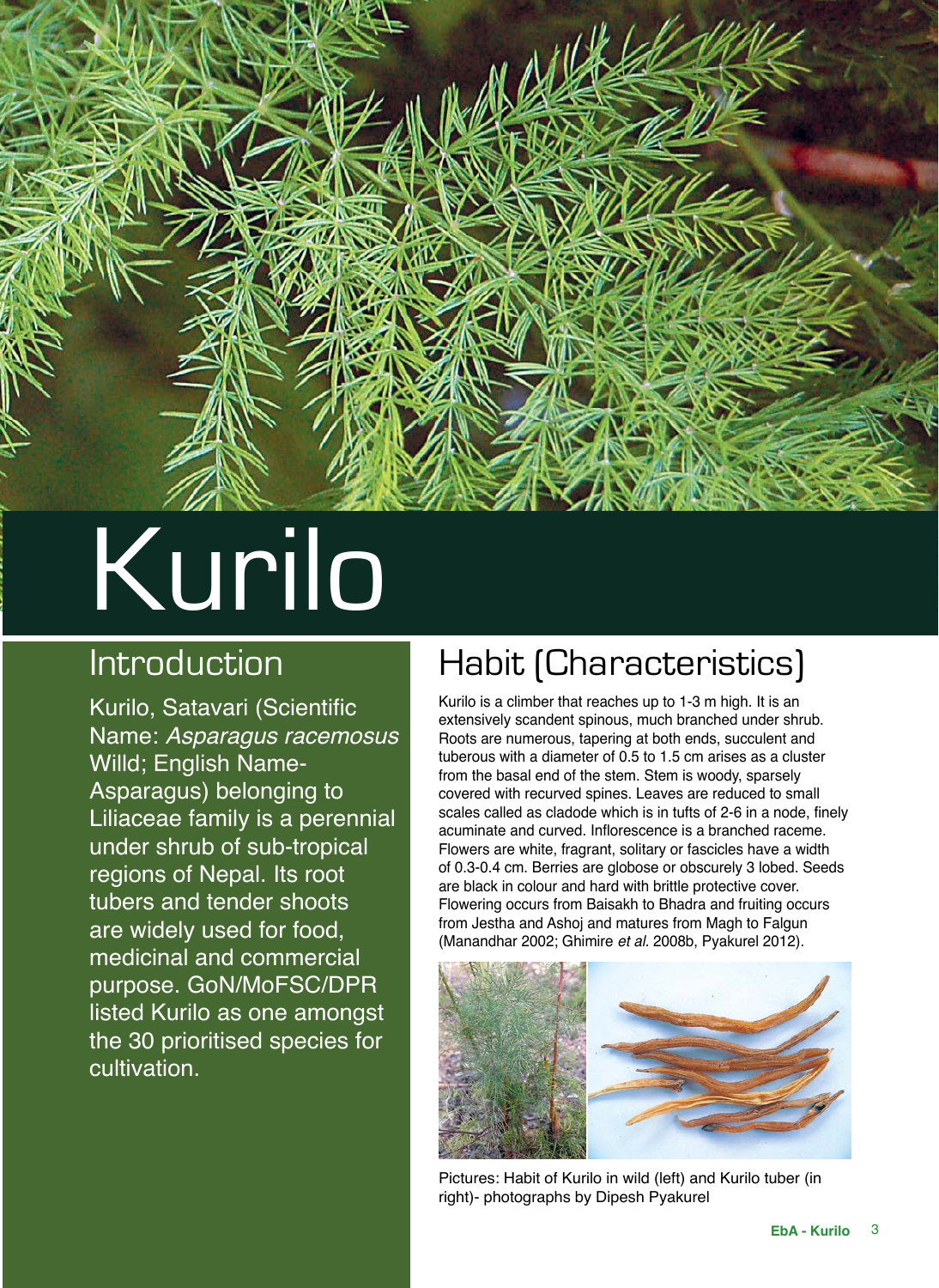# Kurilo

## Introduction

Kurilo, Satavari (Scientific Name: *Asparagus racemosus* Willd; English Name- Asparagus) belonging to Liliaceae family is a perennial under shrub of sub-tropical regions of Nepal. Its root tubers and tender shoots are widely used for food, medicinal and commercial purpose. GoN/MoFSC/DPR listed Kurilo as one amongst the 30 prioritised species for cultivation.

## Habit (Characteristics)

Kurilo is a climber that reaches up to 1-3 m high. It is an extensively scandent spinous, much branched under shrub. Roots are numerous, tapering at both ends, succulent and tuberous with a diameter of 0.5 to 1.5 cm arises as a cluster from the basal end of the stem. Stem is woody, sparsely covered with recurved spines. Leaves are reduced to small scales called as cladode which is in tufts of 2-6 in a node, finely acuminate and curved. Inflorescence is a branched raceme. Flowers are white, fragrant, solitary or fascicles have a width of 0.3-0.4 cm. Berries are globose or obscurely 3 lobed. Seeds are black in colour and hard with brittle protective cover. Flowering occurs from Baisakh to Bhadra and fruiting occurs from Jestha and Ashoj and matures from Magh to Falgun (Manandhar 2002; Ghimire *et al.* 2008b, Pyakurel 2012).

Pictures: Habit of Kurilo in wild (left) and Kurilo tuber (in right)- photographs by Dipesh Pyakurel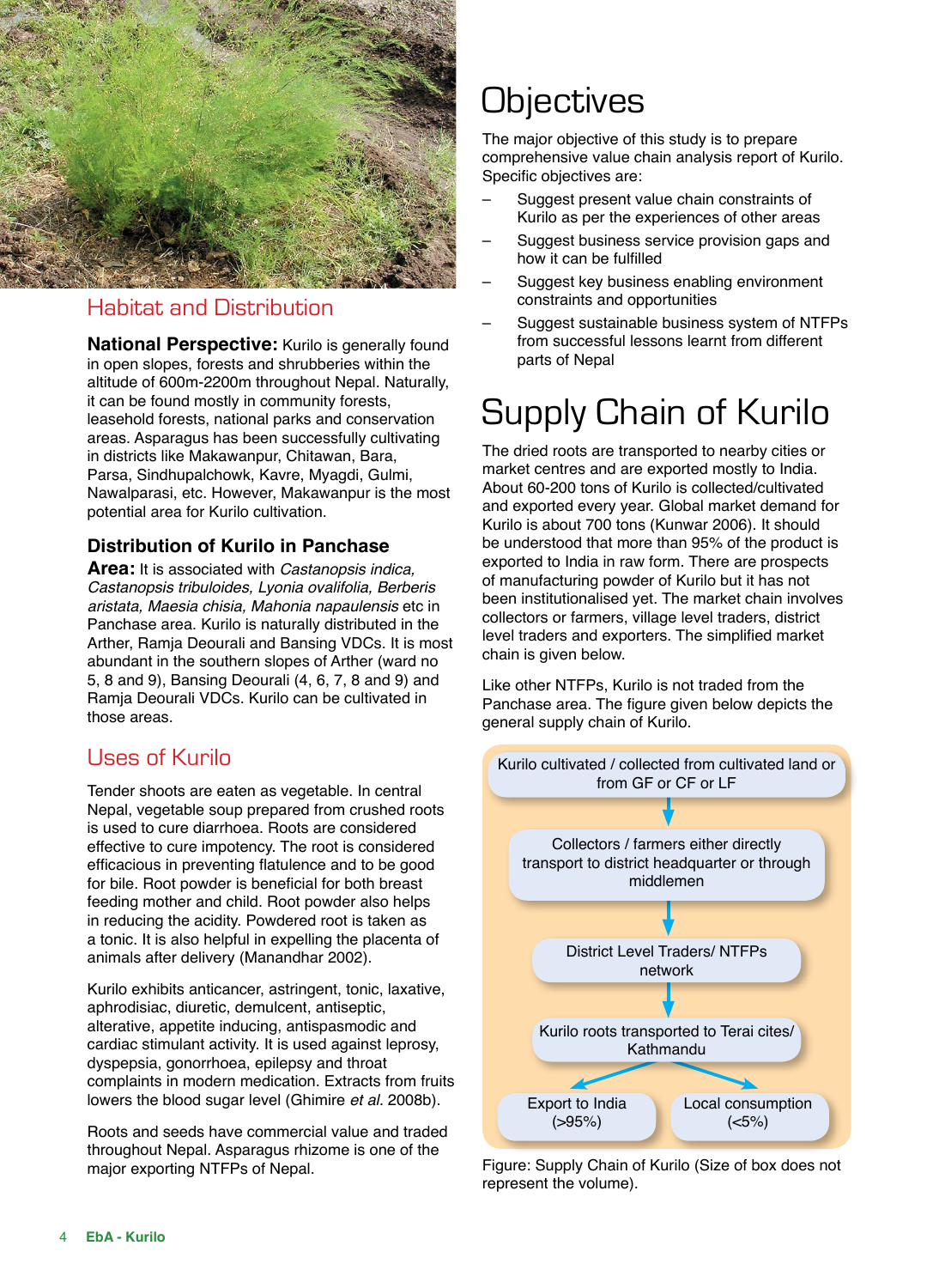## Habitat and Distribution

**National Perspective:** Kurilo is generally found in open slopes, forests and shrubberies within the altitude of 600m-2200m throughout Nepal. Naturally, it can be found mostly in community forests, leasehold forests, national parks and conservation areas. Asparagus has been successfully cultivating in districts like Makawanpur, Chitawan, Bara, Parsa, Sindhupalchowk, Kavre, Myagdi, Gulmi, Nawalparasi, etc. However, Makawanpur is the most potential area for Kurilo cultivation.

### Distribution of Kurilo in Panchase

**Area:** It is associated with *Castanopsis indica, Castanopsis tribuloides, Lyonia ovalifolia, Berberis aristata, Maesia chisia, Mahonia napaulensis* etc in Panchase area. Kurilo is naturally distributed in the Arther, Ramja Deourali and Bansing VDCs. It is most abundant in the southern slopes of Arther (ward no 5, 8 and 9), Bansing Deourali (4, 6, 7, 8 and 9) and Ramja Deourali VDCs. Kurilo can be cultivated in those areas.

## Uses of Kurilo

Tender shoots are eaten as vegetable. In central Nepal, vegetable soup prepared from crushed roots is used to cure diarrhoea. Roots are considered effective to cure impotency. The root is considered efficacious in preventing flatulence and to be good for bile. Root powder is beneficial for both breast feeding mother and child. Root powder also helps in reducing the acidity. Powdered root is taken as a tonic. It is also helpful in expelling the placenta of animals after delivery (Manandhar 2002).

Kurilo exhibits anticancer, astringent, tonic, laxative, aphrodisiac, diuretic, demulcent, antiseptic, alterative, appetite inducing, antispasmodic and cardiac stimulant activity. It is used against leprosy, dyspepsia, gonorrhoea, epilepsy and throat complaints in modern medication. Extracts from fruits lowers the blood sugar level (Ghimire *et al.* 2008b).

Roots and seeds have commercial value and traded throughout Nepal. Asparagus rhizome is one of the major exporting NTFPs of Nepal.

# Objectives

The major objective of this study is to prepare comprehensive value chain analysis report of Kurilo. Specific objectives are:

- Suggest present value chain constraints of Kurilo as per the experiences of other areas
- Suggest business service provision gaps and how it can be fulfilled
- Suggest key business enabling environment constraints and opportunities
- Suggest sustainable business system of NTFPs from successful lessons learnt from different parts of Nepal

# Supply Chain of Kurilo

The dried roots are transported to nearby cities or market centres and are exported mostly to India. About 60-200 tons of Kurilo is collected/cultivated and exported every year. Global market demand for Kurilo is about 700 tons (Kunwar 2006). It should be understood that more than 95% of the product is exported to India in raw form. There are prospects of manufacturing powder of Kurilo but it has not been institutionalised yet. The market chain involves collectors or farmers, village level traders, district level traders and exporters. The simplified market chain is given below.

Like other NTFPs, Kurilo is not traded from the Panchase area. The figure given below depicts the general supply chain of Kurilo.

Kurilo cultivated / collected from cultivated land or from GF or CF or LF
↓
Collectors / farmers either directly transport to district headquarter or through middlemen
↓
District Level Traders/ NTFPs network
↓
Kurilo roots transported to Terai cites/ Kathmandu
↓
Export to India (>95%) | Local consumption (<5%)

Figure: Supply Chain of Kurilo (Size of box does not represent the volume).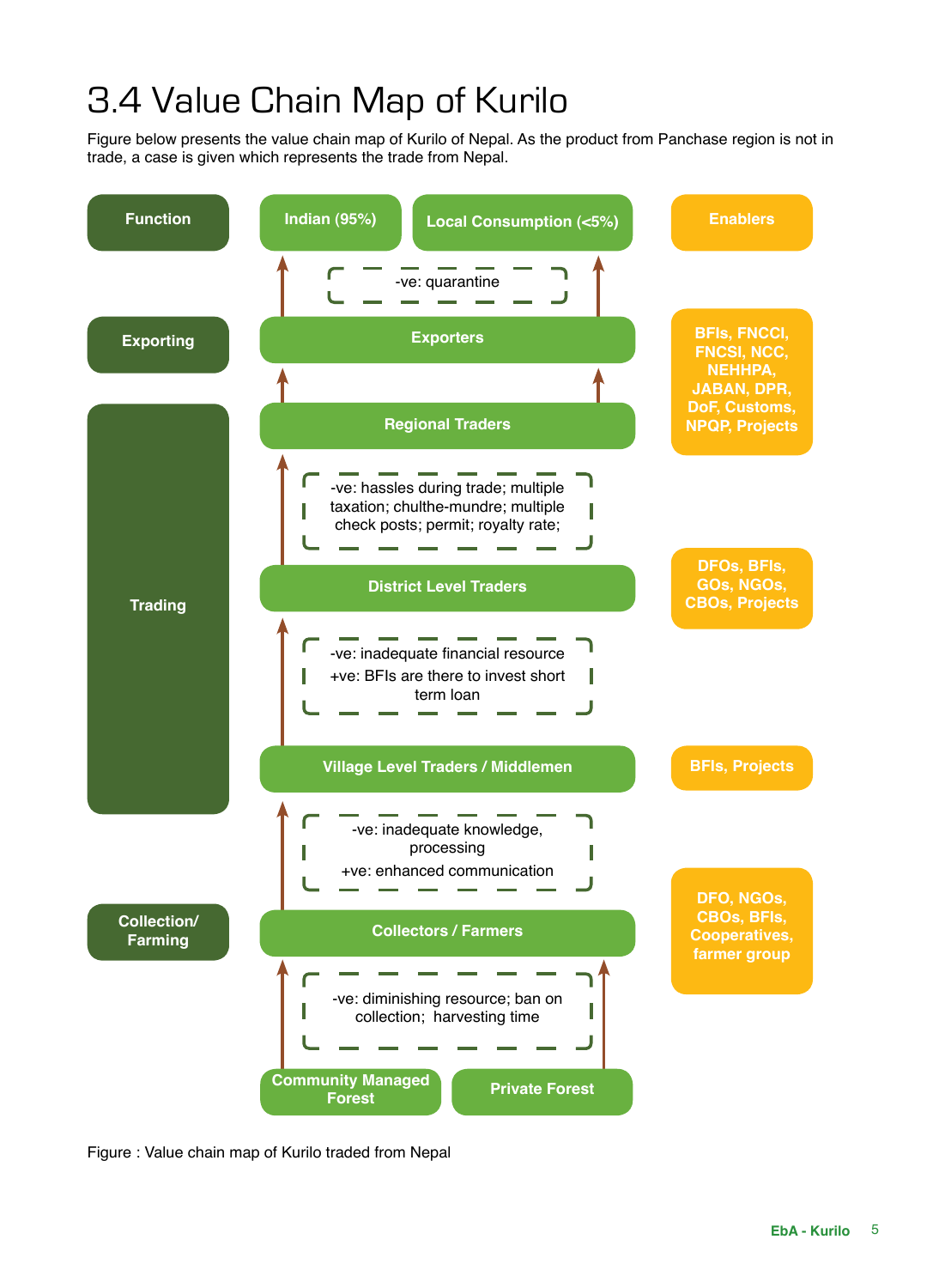# 3.4 Value Chain Map of Kurilo

Figure below presents the value chain map of Kurilo of Nepal. As the product from Panchase region is not in trade, a case is given which represents the trade from Nepal.

| Function | Value Chain | Enablers |
| --- | --- | --- |
| | Indian (95%) / Local Consumption (<5%) | |
| | -ve: quarantine | |
| Exporting | Exporters | BFIs, FNCCI, FNCSI, NCC, NEHHPA, JABAN, DPR, DoF, Customs, NPQP, Projects |
| Trading | Regional Traders | |
| | -ve: hassles during trade; multiple taxation; chulthe-mundre; multiple check posts; permit; royalty rate; | |
| | District Level Traders | DFOs, BFIs, GOs, NGOs, CBOs, Projects |
| | -ve: inadequate financial resource<br>+ve: BFIs are there to invest short term loan | |
| | Village Level Traders / Middlemen | BFIs, Projects |
| | -ve: inadequate knowledge, processing<br>+ve: enhanced communication | |
| Collection/ Farming | Collectors / Farmers | DFO, NGOs, CBOs, BFIs, Cooperatives, farmer group |
| | -ve: diminishing resource; ban on collection; harvesting time | |
| | Community Managed Forest / Private Forest | |

Figure : Value chain map of Kurilo traded from Nepal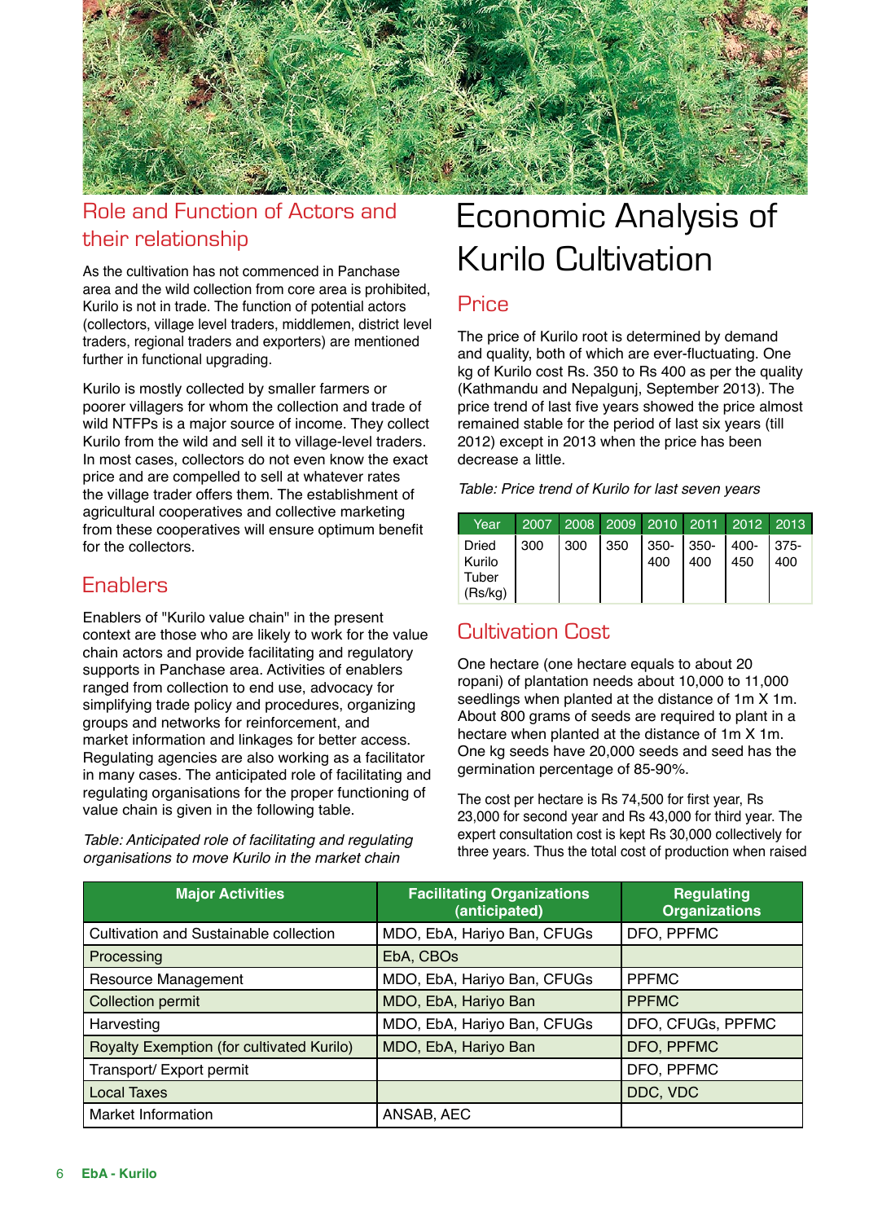## Role and Function of Actors and their relationship

As the cultivation has not commenced in Panchase area and the wild collection from core area is prohibited, Kurilo is not in trade. The function of potential actors (collectors, village level traders, middlemen, district level traders, regional traders and exporters) are mentioned further in functional upgrading.

Kurilo is mostly collected by smaller farmers or poorer villagers for whom the collection and trade of wild NTFPs is a major source of income. They collect Kurilo from the wild and sell it to village-level traders. In most cases, collectors do not even know the exact price and are compelled to sell at whatever rates the village trader offers them. The establishment of agricultural cooperatives and collective marketing from these cooperatives will ensure optimum benefit for the collectors.

## Enablers

Enablers of "Kurilo value chain" in the present context are those who are likely to work for the value chain actors and provide facilitating and regulatory supports in Panchase area. Activities of enablers ranged from collection to end use, advocacy for simplifying trade policy and procedures, organizing groups and networks for reinforcement, and market information and linkages for better access. Regulating agencies are also working as a facilitator in many cases. The anticipated role of facilitating and regulating organisations for the proper functioning of value chain is given in the following table.

*Table: Anticipated role of facilitating and regulating organisations to move Kurilo in the market chain*

| Major Activities | Facilitating Organizations (anticipated) | Regulating Organizations |
|---|---|---|
| Cultivation and Sustainable collection | MDO, EbA, Hariyo Ban, CFUGs | DFO, PPFMC |
| Processing | EbA, CBOs | |
| Resource Management | MDO, EbA, Hariyo Ban, CFUGs | PPFMC |
| Collection permit | MDO, EbA, Hariyo Ban | PPFMC |
| Harvesting | MDO, EbA, Hariyo Ban, CFUGs | DFO, CFUGs, PPFMC |
| Royalty Exemption (for cultivated Kurilo) | MDO, EbA, Hariyo Ban | DFO, PPFMC |
| Transport/ Export permit | | DFO, PPFMC |
| Local Taxes | | DDC, VDC |
| Market Information | ANSAB, AEC | |

# Economic Analysis of Kurilo Cultivation

## Price

The price of Kurilo root is determined by demand and quality, both of which are ever-fluctuating. One kg of Kurilo cost Rs. 350 to Rs 400 as per the quality (Kathmandu and Nepalgunj, September 2013). The price trend of last five years showed the price almost remained stable for the period of last six years (till 2012) except in 2013 when the price has been decrease a little.

*Table: Price trend of Kurilo for last seven years*

| Year | 2007 | 2008 | 2009 | 2010 | 2011 | 2012 | 2013 |
|---|---|---|---|---|---|---|---|
| Dried Kurilo Tuber (Rs/kg) | 300 | 300 | 350 | 350-400 | 350-400 | 400-450 | 375-400 |

## Cultivation Cost

One hectare (one hectare equals to about 20 ropani) of plantation needs about 10,000 to 11,000 seedlings when planted at the distance of 1m X 1m. About 800 grams of seeds are required to plant in a hectare when planted at the distance of 1m X 1m. One kg seeds have 20,000 seeds and seed has the germination percentage of 85-90%.

The cost per hectare is Rs 74,500 for first year, Rs 23,000 for second year and Rs 43,000 for third year. The expert consultation cost is kept Rs 30,000 collectively for three years. Thus the total cost of production when raised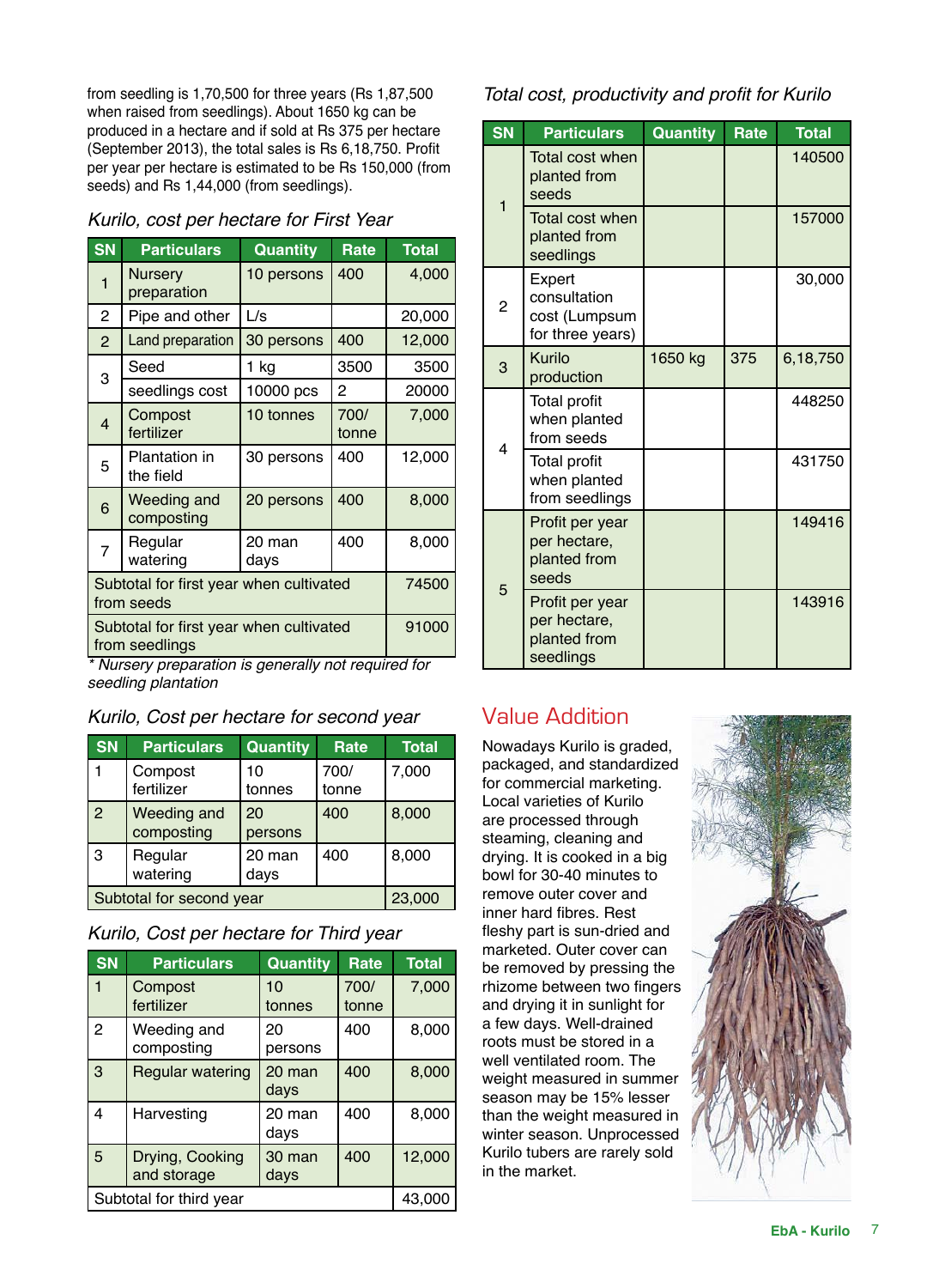from seedling is 1,70,500 for three years (Rs 1,87,500 when raised from seedlings). About 1650 kg can be produced in a hectare and if sold at Rs 375 per hectare (September 2013), the total sales is Rs 6,18,750. Profit per year per hectare is estimated to be Rs 150,000 (from seeds) and Rs 1,44,000 (from seedlings).

*Kurilo, cost per hectare for First Year*

| SN | Particulars | Quantity | Rate | Total |
|---|---|---|---|---|
| 1 | Nursery preparation | 10 persons | 400 | 4,000 |
| 2 | Pipe and other | L/s | | 20,000 |
| 2 | Land preparation | 30 persons | 400 | 12,000 |
| 3 | Seed | 1 kg | 3500 | 3500 |
| | seedlings cost | 10000 pcs | 2 | 20000 |
| 4 | Compost fertilizer | 10 tonnes | 700/ tonne | 7,000 |
| 5 | Plantation in the field | 30 persons | 400 | 12,000 |
| 6 | Weeding and composting | 20 persons | 400 | 8,000 |
| 7 | Regular watering | 20 man days | 400 | 8,000 |
| Subtotal for first year when cultivated from seeds | | | | 74500 |
| Subtotal for first year when cultivated from seedlings | | | | 91000 |

*\* Nursery preparation is generally not required for seedling plantation*

*Kurilo, Cost per hectare for second year*

| SN | Particulars | Quantity | Rate | Total |
|---|---|---|---|---|
| 1 | Compost fertilizer | 10 tonnes | 700/ tonne | 7,000 |
| 2 | Weeding and composting | 20 persons | 400 | 8,000 |
| 3 | Regular watering | 20 man days | 400 | 8,000 |
| Subtotal for second year | | | | 23,000 |

*Kurilo, Cost per hectare for Third year*

| SN | Particulars | Quantity | Rate | Total |
|---|---|---|---|---|
| 1 | Compost fertilizer | 10 tonnes | 700/ tonne | 7,000 |
| 2 | Weeding and composting | 20 persons | 400 | 8,000 |
| 3 | Regular watering | 20 man days | 400 | 8,000 |
| 4 | Harvesting | 20 man days | 400 | 8,000 |
| 5 | Drying, Cooking and storage | 30 man days | 400 | 12,000 |
| Subtotal for third year | | | | 43,000 |

*Total cost, productivity and profit for Kurilo*

| SN | Particulars | Quantity | Rate | Total |
|---|---|---|---|---|
| 1 | Total cost when planted from seeds | | | 140500 |
| | Total cost when planted from seedlings | | | 157000 |
| 2 | Expert consultation cost (Lumpsum for three years) | | | 30,000 |
| 3 | Kurilo production | 1650 kg | 375 | 6,18,750 |
| 4 | Total profit when planted from seeds | | | 448250 |
| | Total profit when planted from seedlings | | | 431750 |
| 5 | Profit per year per hectare, planted from seeds | | | 149416 |
| | Profit per year per hectare, planted from seedlings | | | 143916 |

## Value Addition

Nowadays Kurilo is graded, packaged, and standardized for commercial marketing. Local varieties of Kurilo are processed through steaming, cleaning and drying. It is cooked in a big bowl for 30-40 minutes to remove outer cover and inner hard fibres. Rest fleshy part is sun-dried and marketed. Outer cover can be removed by pressing the rhizome between two fingers and drying it in sunlight for a few days. Well-drained roots must be stored in a well ventilated room. The weight measured in summer season may be 15% lesser than the weight measured in winter season. Unprocessed Kurilo tubers are rarely sold in the market.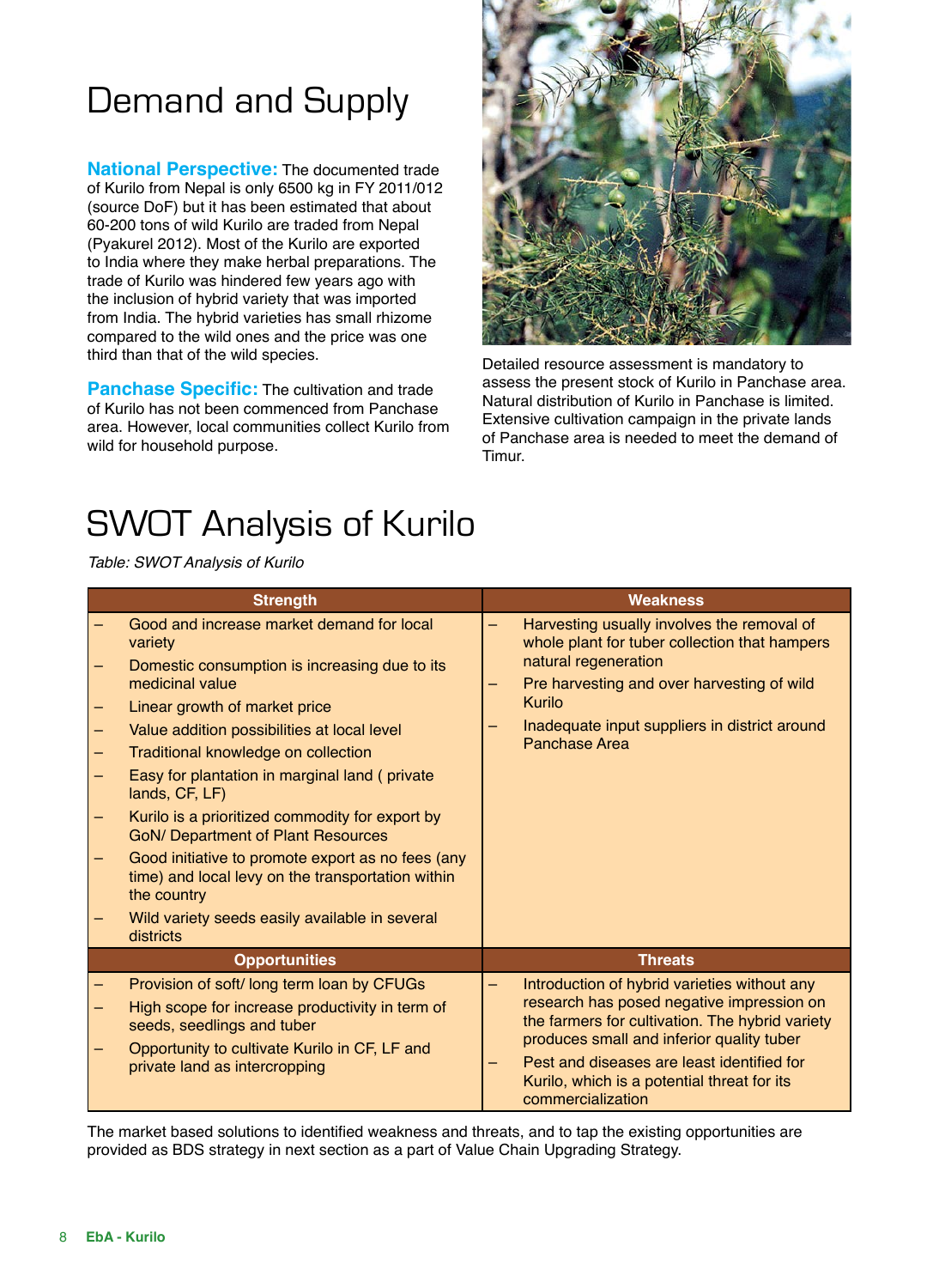# Demand and Supply

**National Perspective:** The documented trade of Kurilo from Nepal is only 6500 kg in FY 2011/012 (source DoF) but it has been estimated that about 60-200 tons of wild Kurilo are traded from Nepal (Pyakurel 2012). Most of the Kurilo are exported to India where they make herbal preparations. The trade of Kurilo was hindered few years ago with the inclusion of hybrid variety that was imported from India. The hybrid varieties has small rhizome compared to the wild ones and the price was one third than that of the wild species.

**Panchase Specific:** The cultivation and trade of Kurilo has not been commenced from Panchase area. However, local communities collect Kurilo from wild for household purpose.

Detailed resource assessment is mandatory to assess the present stock of Kurilo in Panchase area. Natural distribution of Kurilo in Panchase is limited. Extensive cultivation campaign in the private lands of Panchase area is needed to meet the demand of Timur.

# SWOT Analysis of Kurilo

*Table: SWOT Analysis of Kurilo*

| Strength | Weakness |
|---|---|
| – Good and increase market demand for local variety<br>– Domestic consumption is increasing due to its medicinal value<br>– Linear growth of market price<br>– Value addition possibilities at local level<br>– Traditional knowledge on collection<br>– Easy for plantation in marginal land ( private lands, CF, LF)<br>– Kurilo is a prioritized commodity for export by GoN/ Department of Plant Resources<br>– Good initiative to promote export as no fees (any time) and local levy on the transportation within the country<br>– Wild variety seeds easily available in several districts | – Harvesting usually involves the removal of whole plant for tuber collection that hampers natural regeneration<br>– Pre harvesting and over harvesting of wild Kurilo<br>– Inadequate input suppliers in district around Panchase Area |
| **Opportunities** | **Threats** |
| – Provision of soft/ long term loan by CFUGs<br>– High scope for increase productivity in term of seeds, seedlings and tuber<br>– Opportunity to cultivate Kurilo in CF, LF and private land as intercropping | – Introduction of hybrid varieties without any research has posed negative impression on the farmers for cultivation. The hybrid variety produces small and inferior quality tuber<br>– Pest and diseases are least identified for Kurilo, which is a potential threat for its commercialization |

The market based solutions to identified weakness and threats, and to tap the existing opportunities are provided as BDS strategy in next section as a part of Value Chain Upgrading Strategy.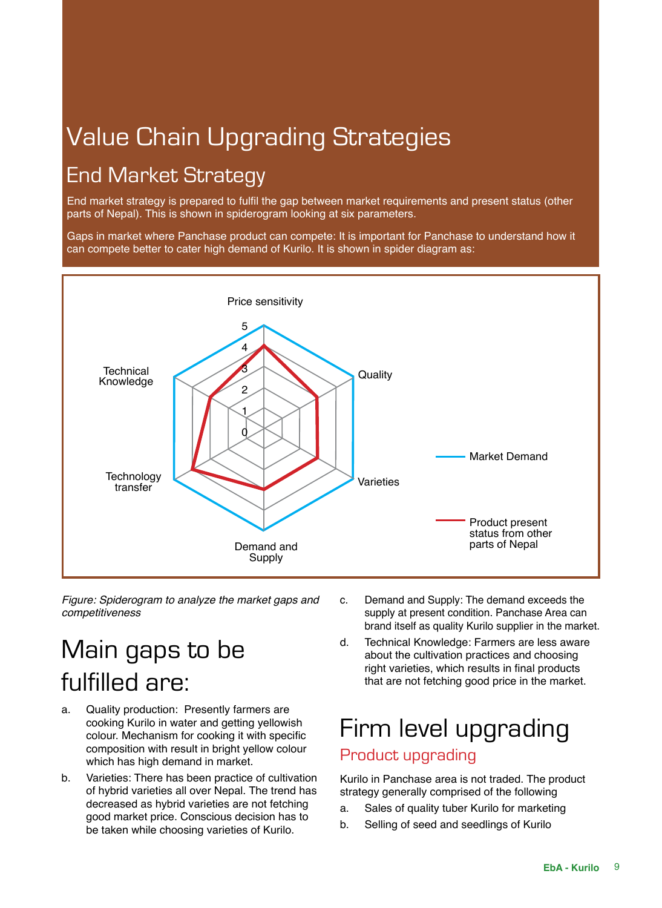# Value Chain Upgrading Strategies

## End Market Strategy

End market strategy is prepared to fulfil the gap between market requirements and present status (other parts of Nepal). This is shown in spiderogram looking at six parameters.

Gaps in market where Panchase product can compete: It is important for Panchase to understand how it can compete better to cater high demand of Kurilo. It is shown in spider diagram as:

*Figure: Spiderogram to analyze the market gaps and competitiveness*

## Main gaps to be fulfilled are:

a. Quality production: Presently farmers are cooking Kurilo in water and getting yellowish colour. Mechanism for cooking it with specific composition with result in bright yellow colour which has high demand in market.

b. Varieties: There has been practice of cultivation of hybrid varieties all over Nepal. The trend has decreased as hybrid varieties are not fetching good market price. Conscious decision has to be taken while choosing varieties of Kurilo.

c. Demand and Supply: The demand exceeds the supply at present condition. Panchase Area can brand itself as quality Kurilo supplier in the market.

d. Technical Knowledge: Farmers are less aware about the cultivation practices and choosing right varieties, which results in final products that are not fetching good price in the market.

## Firm level upgrading

### Product upgrading

Kurilo in Panchase area is not traded. The product strategy generally comprised of the following

a. Sales of quality tuber Kurilo for marketing

b. Selling of seed and seedlings of Kurilo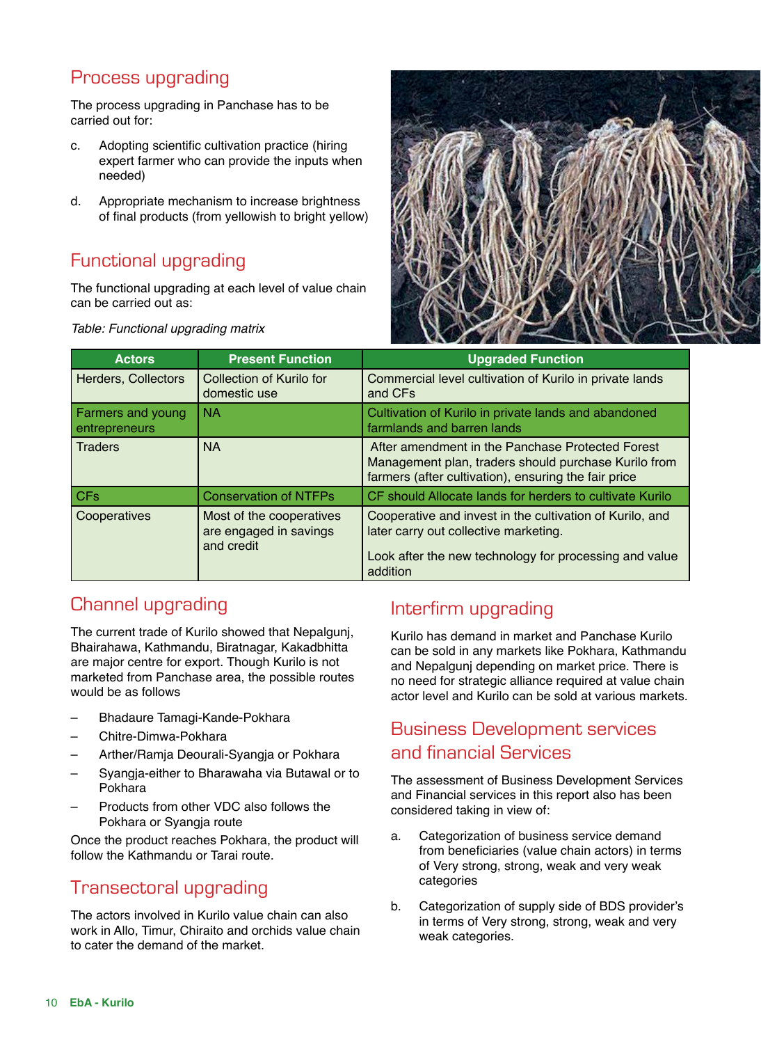## Process upgrading

The process upgrading in Panchase has to be carried out for:

c. Adopting scientific cultivation practice (hiring expert farmer who can provide the inputs when needed)

d. Appropriate mechanism to increase brightness of final products (from yellowish to bright yellow)

## Functional upgrading

The functional upgrading at each level of value chain can be carried out as:

*Table: Functional upgrading matrix*

| Actors | Present Function | Upgraded Function |
|---|---|---|
| Herders, Collectors | Collection of Kurilo for domestic use | Commercial level cultivation of Kurilo in private lands and CFs |
| Farmers and young entrepreneurs | NA | Cultivation of Kurilo in private lands and abandoned farmlands and barren lands |
| Traders | NA | After amendment in the Panchase Protected Forest Management plan, traders should purchase Kurilo from farmers (after cultivation), ensuring the fair price |
| CFs | Conservation of NTFPs | CF should Allocate lands for herders to cultivate Kurilo |
| Cooperatives | Most of the cooperatives are engaged in savings and credit | Cooperative and invest in the cultivation of Kurilo, and later carry out collective marketing.<br><br>Look after the new technology for processing and value addition |

## Channel upgrading

The current trade of Kurilo showed that Nepalgunj, Bhairahawa, Kathmandu, Biratnagar, Kakadbhitta are major centre for export. Though Kurilo is not marketed from Panchase area, the possible routes would be as follows

- Bhadaure Tamagi-Kande-Pokhara
- Chitre-Dimwa-Pokhara
- Arther/Ramja Deourali-Syangja or Pokhara
- Syangja-either to Bharawaha via Butawal or to Pokhara
- Products from other VDC also follows the Pokhara or Syangja route

Once the product reaches Pokhara, the product will follow the Kathmandu or Tarai route.

## Transectoral upgrading

The actors involved in Kurilo value chain can also work in Allo, Timur, Chiraito and orchids value chain to cater the demand of the market.

## Interfirm upgrading

Kurilo has demand in market and Panchase Kurilo can be sold in any markets like Pokhara, Kathmandu and Nepalgunj depending on market price. There is no need for strategic alliance required at value chain actor level and Kurilo can be sold at various markets.

## Business Development services and financial Services

The assessment of Business Development Services and Financial services in this report also has been considered taking in view of:

a. Categorization of business service demand from beneficiaries (value chain actors) in terms of Very strong, strong, weak and very weak categories

b. Categorization of supply side of BDS provider's in terms of Very strong, strong, weak and very weak categories.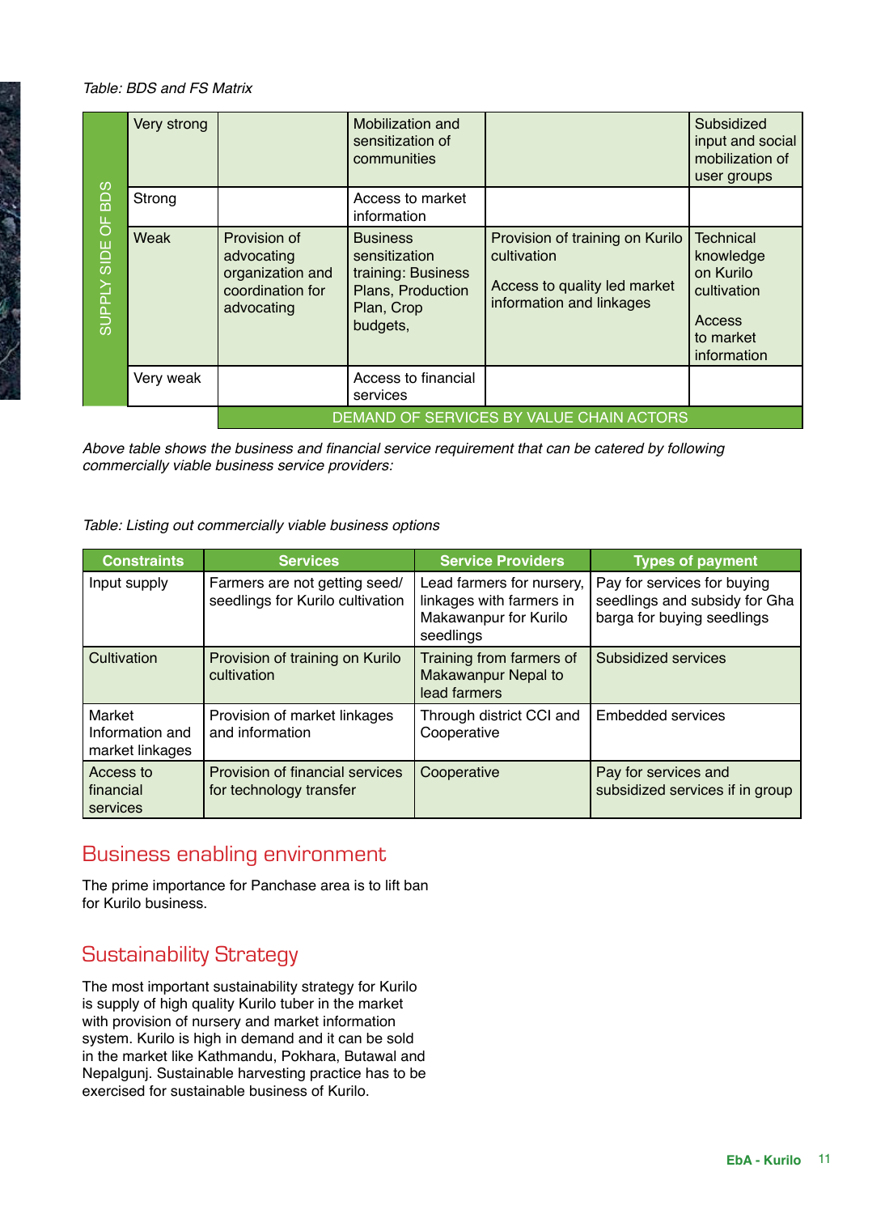*Table: BDS and FS Matrix*

| SUPPLY SIDE OF BDS | | | | | |
|---|---|---|---|---|---|
| | Very strong | | Mobilization and sensitization of communities | | Subsidized input and social mobilization of user groups |
| | Strong | | Access to market information | | |
| | Weak | Provision of advocating organization and coordination for advocating | Business sensitization training: Business Plans, Production Plan, Crop budgets, | Provision of training on Kurilo cultivation<br><br>Access to quality led market information and linkages | Technical knowledge on Kurilo cultivation<br><br>Access to market information |
| | Very weak | | Access to financial services | | |
| | | DEMAND OF SERVICES BY VALUE CHAIN ACTORS | | | |

*Above table shows the business and financial service requirement that can be catered by following commercially viable business service providers:*

*Table: Listing out commercially viable business options*

| Constraints | Services | Service Providers | Types of payment |
|---|---|---|---|
| Input supply | Farmers are not getting seed/ seedlings for Kurilo cultivation | Lead farmers for nursery, linkages with farmers in Makawanpur for Kurilo seedlings | Pay for services for buying seedlings and subsidy for Gha barga for buying seedlings |
| Cultivation | Provision of training on Kurilo cultivation | Training from farmers of Makawanpur Nepal to lead farmers | Subsidized services |
| Market Information and market linkages | Provision of market linkages and information | Through district CCI and Cooperative | Embedded services |
| Access to financial services | Provision of financial services for technology transfer | Cooperative | Pay for services and subsidized services if in group |

## Business enabling environment

The prime importance for Panchase area is to lift ban for Kurilo business.

## Sustainability Strategy

The most important sustainability strategy for Kurilo is supply of high quality Kurilo tuber in the market with provision of nursery and market information system. Kurilo is high in demand and it can be sold in the market like Kathmandu, Pokhara, Butawal and Nepalgunj. Sustainable harvesting practice has to be exercised for sustainable business of Kurilo.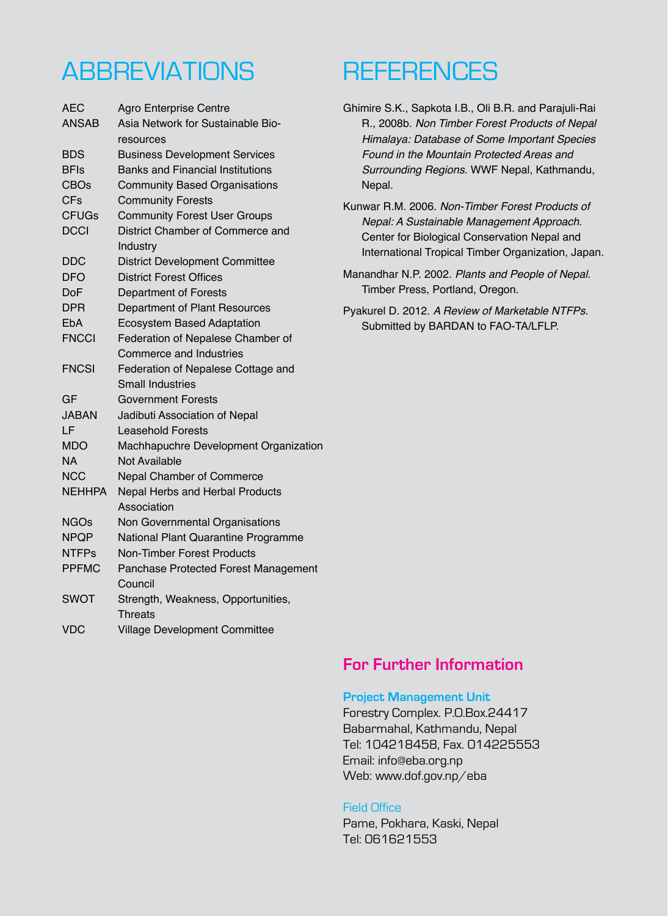# ABBREVIATIONS

| | |
|---|---|
| AEC | Agro Enterprise Centre |
| ANSAB | Asia Network for Sustainable Bio-resources |
| BDS | Business Development Services |
| BFIs | Banks and Financial Institutions |
| CBOs | Community Based Organisations |
| CFs | Community Forests |
| CFUGs | Community Forest User Groups |
| DCCI | District Chamber of Commerce and Industry |
| DDC | District Development Committee |
| DFO | District Forest Offices |
| DoF | Department of Forests |
| DPR | Department of Plant Resources |
| EbA | Ecosystem Based Adaptation |
| FNCCI | Federation of Nepalese Chamber of Commerce and Industries |
| FNCSI | Federation of Nepalese Cottage and Small Industries |
| GF | Government Forests |
| JABAN | Jadibuti Association of Nepal |
| LF | Leasehold Forests |
| MDO | Machhapuchre Development Organization |
| NA | Not Available |
| NCC | Nepal Chamber of Commerce |
| NEHHPA | Nepal Herbs and Herbal Products Association |
| NGOs | Non Governmental Organisations |
| NPQP | National Plant Quarantine Programme |
| NTFPs | Non-Timber Forest Products |
| PPFMC | Panchase Protected Forest Management Council |
| SWOT | Strength, Weakness, Opportunities, Threats |
| VDC | Village Development Committee |

# REFERENCES

Ghimire S.K., Sapkota I.B., Oli B.R. and Parajuli-Rai R., 2008b. *Non Timber Forest Products of Nepal Himalaya: Database of Some Important Species Found in the Mountain Protected Areas and Surrounding Regions.* WWF Nepal, Kathmandu, Nepal.

Kunwar R.M. 2006. *Non-Timber Forest Products of Nepal: A Sustainable Management Approach.* Center for Biological Conservation Nepal and International Tropical Timber Organization, Japan.

Manandhar N.P. 2002. *Plants and People of Nepal.* Timber Press, Portland, Oregon.

Pyakurel D. 2012. *A Review of Marketable NTFPs.* Submitted by BARDAN to FAO-TA/LFLP.

## For Further Information

**Project Management Unit**
Forestry Complex. P.O.Box.24417
Babarmahal, Kathmandu, Nepal
Tel: 104218458, Fax. 014225553
Email: info@eba.org.np
Web: www.dof.gov.np/eba

Field Office
Pame, Pokhara, Kaski, Nepal
Tel: 061621553